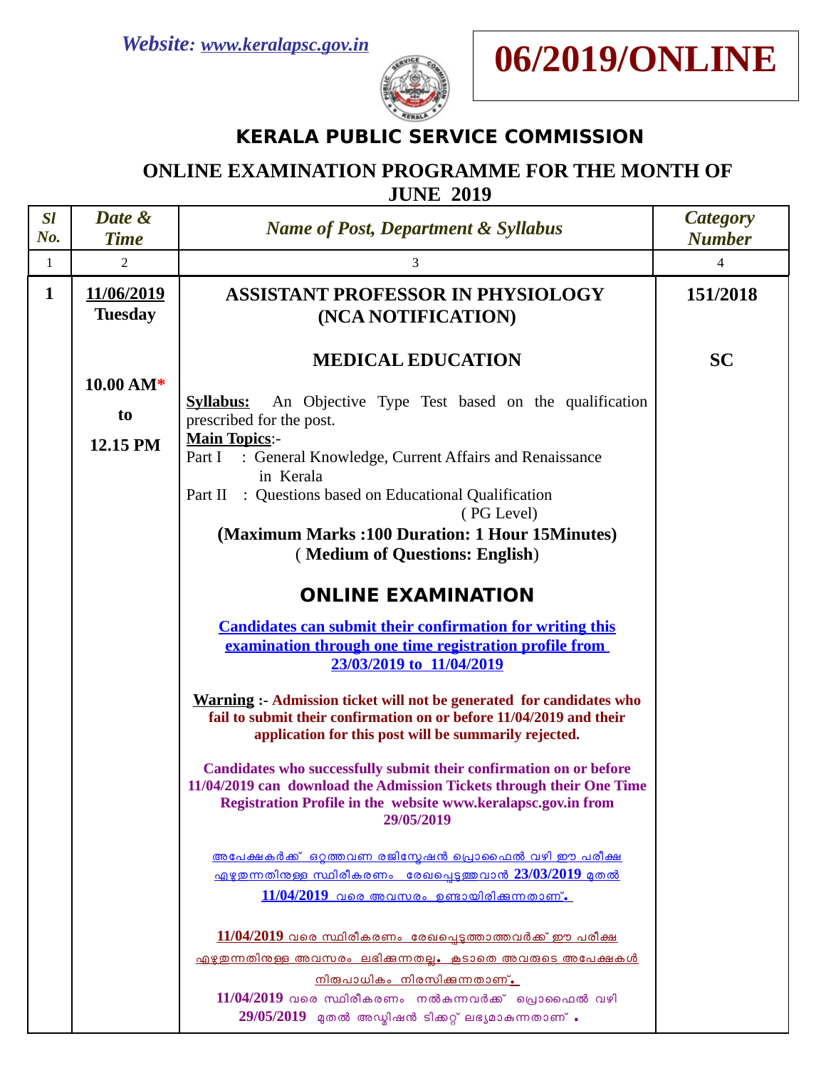Website: www.keralapsc.gov.in

**06/2019/ONLINE**

# KERALA PUBLIC SERVICE COMMISSION

## ONLINE EXAMINATION PROGRAMME FOR THE MONTH OF JUNE 2019

| Sl No. | Date & Time | Name of Post, Department & Syllabus | Category Number |
|---|---|---|---|
| 1 | 2 | 3 | 4 |
| **1** | **11/06/2019** **Tuesday** <br><br> **10.00 AM*** <br> **to** <br> **12.15 PM** | **ASSISTANT PROFESSOR IN PHYSIOLOGY (NCA NOTIFICATION)** <br><br> **MEDICAL EDUCATION** <br><br> **Syllabus:** An Objective Type Test based on the qualification prescribed for the post. <br> **Main Topics**:- <br> Part I : General Knowledge, Current Affairs and Renaissance in Kerala <br> Part II : Questions based on Educational Qualification (PG Level) <br> **(Maximum Marks :100 Duration: 1 Hour 15Minutes)** <br> (**Medium of Questions: English**) <br><br> **ONLINE EXAMINATION** <br><br> **Candidates can submit their confirmation for writing this examination through one time registration profile from 23/03/2019 to 11/04/2019** <br><br> **Warning :- Admission ticket will not be generated for candidates who fail to submit their confirmation on or before 11/04/2019 and their application for this post will be summarily rejected.** <br><br> **Candidates who successfully submit their confirmation on or before 11/04/2019 can download the Admission Tickets through their One Time Registration Profile in the website www.keralapsc.gov.in from 29/05/2019** <br><br> അപേക്ഷകർക്ക് ഒറ്റത്തവണ രജിസ്ട്രേഷൻ പ്രൊഫൈൽ വഴി ഈ പരീക്ഷ എഴുതുന്നതിനുള്ള സ്ഥിരീകരണം രേഖപ്പെടുത്തുവാൻ **23/03/2019** മുതൽ **11/04/2019** വരെ അവസരം ഉണ്ടായിരിക്കുന്നതാണ്. <br><br> **11/04/2019** വരെ സ്ഥിരീകരണം രേഖപ്പെടുത്താത്തവർക്ക് ഈ പരീക്ഷ എഴുതുന്നതിനുള്ള അവസരം ലഭിക്കുന്നതല്ല. കൂടാതെ അവരുടെ അപേക്ഷകൾ നിരുപാധികം നിരസിക്കുന്നതാണ്. <br> **11/04/2019** വരെ സ്ഥിരീകരണം നൽകുന്നവർക്ക് പ്രൊഫൈൽ വഴി **29/05/2019** മുതൽ അഡ്മിഷൻ ടിക്കറ്റ് ലഭ്യമാകുന്നതാണ് . | **151/2018** <br><br> **SC** |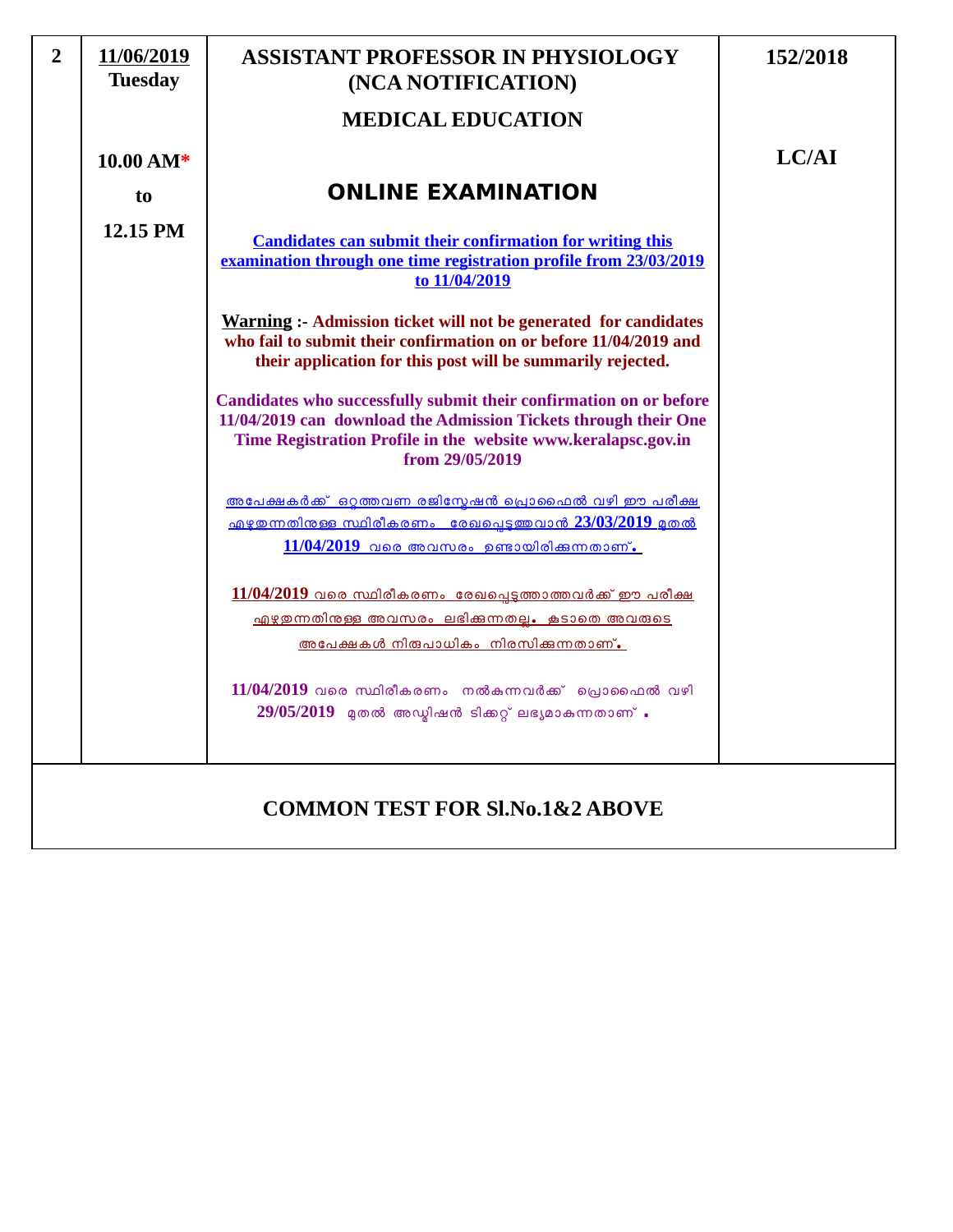| 2 | **11/06/2019** **Tuesday** <br><br> **10.00 AM*** <br> **to** <br> **12.15 PM** | **ASSISTANT PROFESSOR IN PHYSIOLOGY (NCA NOTIFICATION)** <br><br> **MEDICAL EDUCATION** <br><br> **ONLINE EXAMINATION** <br><br> **Candidates can submit their confirmation for writing this examination through one time registration profile from 23/03/2019 to 11/04/2019** <br><br> **Warning :- Admission ticket will not be generated for candidates who fail to submit their confirmation on or before 11/04/2019 and their application for this post will be summarily rejected.** <br><br> **Candidates who successfully submit their confirmation on or before 11/04/2019 can download the Admission Tickets through their One Time Registration Profile in the website www.keralapsc.gov.in from 29/05/2019** <br><br> അപേക്ഷകർക്ക് ഒറ്റത്തവണ രജിസ്ട്രേഷൻ പ്രൊഫൈൽ വഴി ഈ പരീക്ഷ എഴുതുന്നതിനുള്ള സ്ഥിരീകരണം രേഖപ്പെടുത്തുവാൻ **23/03/2019** മുതൽ **11/04/2019** വരെ അവസരം ഉണ്ടായിരിക്കുന്നതാണ്. <br><br> **11/04/2019** വരെ സ്ഥിരീകരണം രേഖപ്പെടുത്താത്തവർക്ക് ഈ പരീക്ഷ എഴുതുന്നതിനുള്ള അവസരം ലഭിക്കുന്നതല്ല. കൂടാതെ അവരുടെ അപേക്ഷകൾ നിരുപാധികം നിരസിക്കുന്നതാണ്. <br><br> **11/04/2019** വരെ സ്ഥിരീകരണം നൽകുന്നവർക്ക് പ്രൊഫൈൽ വഴി **29/05/2019** മുതൽ അഡ്മിഷൻ ടിക്കറ്റ് ലഭ്യമാകുന്നതാണ് . | **152/2018** <br><br> **LC/AI** |
|---|---|---|---|

**COMMON TEST FOR Sl.No.1&2 ABOVE**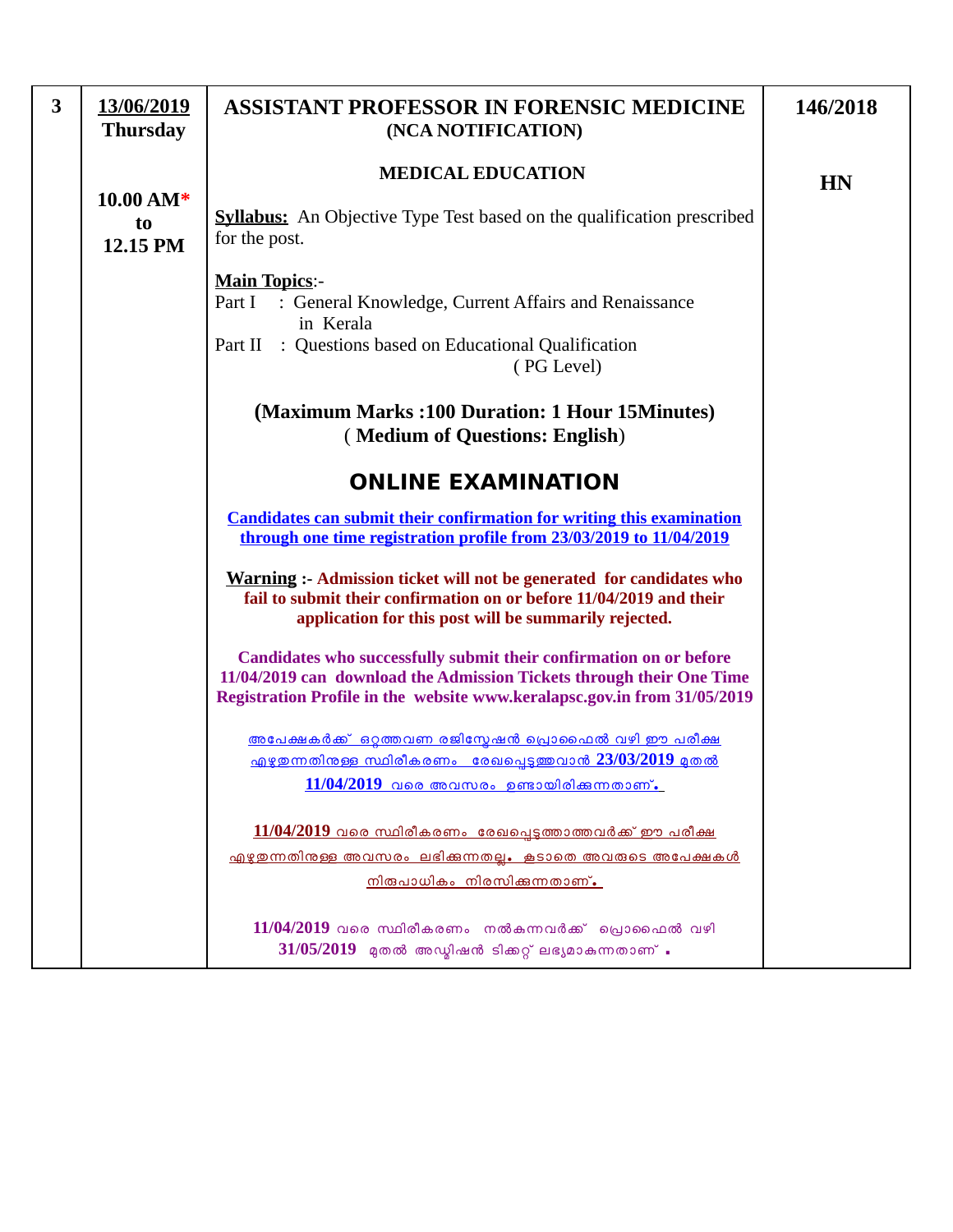| 3 | **13/06/2019 Thursday**<br><br>**10.00 AM*<br>to<br>12.15 PM** | **ASSISTANT PROFESSOR IN FORENSIC MEDICINE (NCA NOTIFICATION)**<br><br>**MEDICAL EDUCATION**<br><br>**Syllabus:** An Objective Type Test based on the qualification prescribed for the post.<br><br>**Main Topics**:-<br>Part I : General Knowledge, Current Affairs and Renaissance in Kerala<br>Part II : Questions based on Educational Qualification (PG Level)<br><br>**(Maximum Marks :100 Duration: 1 Hour 15Minutes)**<br>**( Medium of Questions: English)**<br><br>**ONLINE EXAMINATION**<br><br>**Candidates can submit their confirmation for writing this examination through one time registration profile from 23/03/2019 to 11/04/2019**<br><br>**Warning :- Admission ticket will not be generated for candidates who fail to submit their confirmation on or before 11/04/2019 and their application for this post will be summarily rejected.**<br><br>**Candidates who successfully submit their confirmation on or before 11/04/2019 can download the Admission Tickets through their One Time Registration Profile in the website www.keralapsc.gov.in from 31/05/2019**<br><br>അപേക്ഷകർക്ക് ഒറ്റത്തവണ രജിസ്ട്രേഷൻ പ്രൊഫൈൽ വഴി ഈ പരീക്ഷ എഴുതുന്നതിനുള്ള സ്ഥിരീകരണം രേഖപ്പെടുത്തുവാൻ **23/03/2019** മുതൽ **11/04/2019** വരെ അവസരം ഉണ്ടായിരിക്കുന്നതാണ്.<br><br>**11/04/2019** വരെ സ്ഥിരീകരണം രേഖപ്പെടുത്താത്തവർക്ക് ഈ പരീക്ഷ എഴുതുന്നതിനുള്ള അവസരം ലഭിക്കുന്നതല്ല. കൂടാതെ അവരുടെ അപേക്ഷകൾ നിരുപാധികം നിരസിക്കുന്നതാണ്.<br><br>**11/04/2019** വരെ സ്ഥിരീകരണം നൽകുന്നവർക്ക് പ്രൊഫൈൽ വഴി **31/05/2019** മുതൽ അഡ്മിഷൻ ടിക്കറ്റ് ലഭ്യമാകുന്നതാണ് . | **146/2018**<br><br>**HN** |
|---|---|---|---|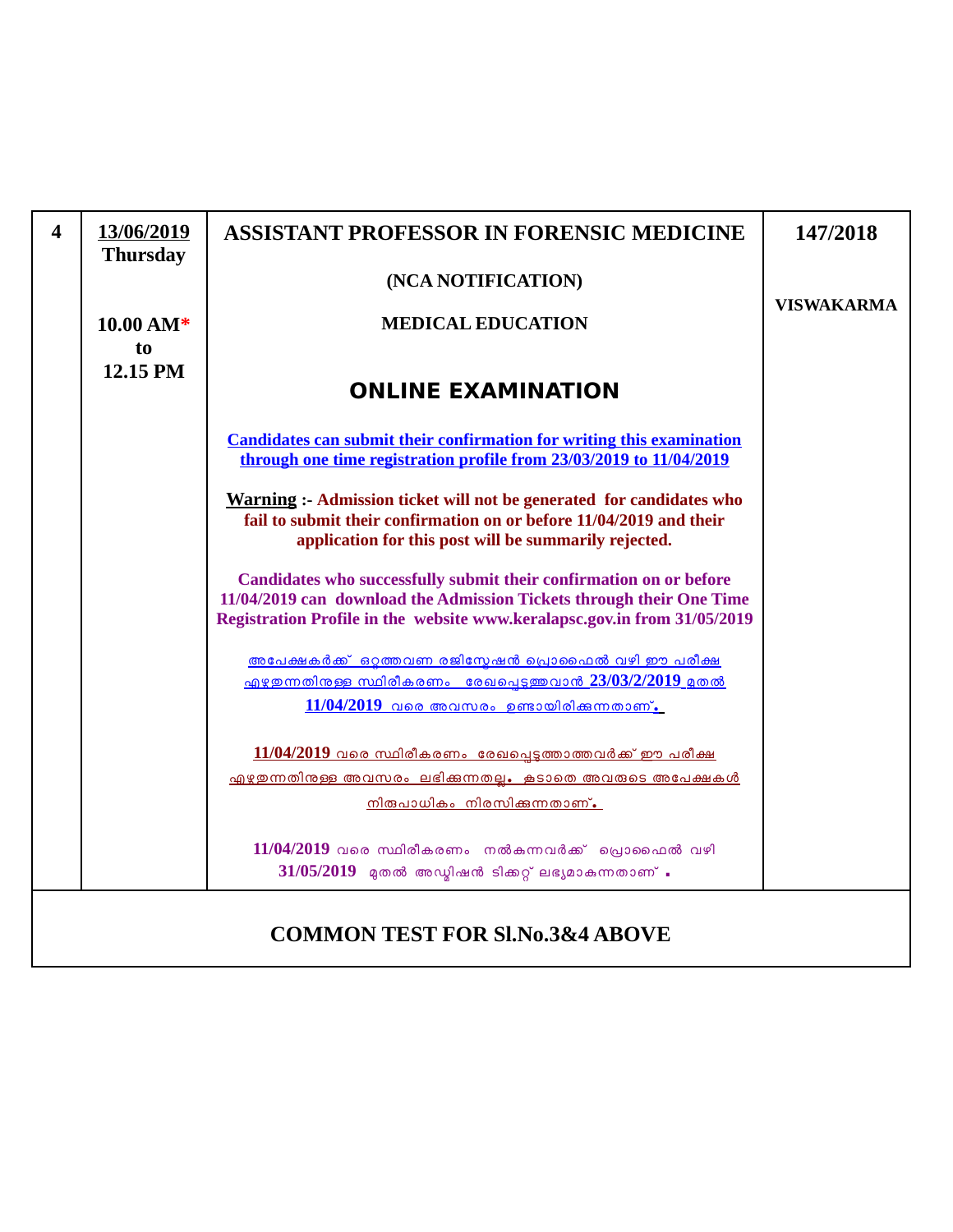| 4 | 13/06/2019 Thursday<br><br>10.00 AM* to 12.15 PM | **ASSISTANT PROFESSOR IN FORENSIC MEDICINE**<br><br>**(NCA NOTIFICATION)**<br><br>**MEDICAL EDUCATION**<br><br>**ONLINE EXAMINATION**<br><br>**Candidates can submit their confirmation for writing this examination through one time registration profile from 23/03/2019 to 11/04/2019**<br><br>**Warning :- Admission ticket will not be generated for candidates who fail to submit their confirmation on or before 11/04/2019 and their application for this post will be summarily rejected.**<br><br>**Candidates who successfully submit their confirmation on or before 11/04/2019 can download the Admission Tickets through their One Time Registration Profile in the website www.keralapsc.gov.in from 31/05/2019**<br><br>അപേക്ഷകർക്ക് ഒറ്റത്തവണ രജിസ്ട്രേഷൻ പ്രൊഫൈൽ വഴി ഈ പരീക്ഷ എഴുതുന്നതിനുള്ള സ്ഥിരീകരണം രേഖപ്പെടുത്തുവാൻ 23/03/2019 മുതൽ 11/04/2019 വരെ അവസരം ഉണ്ടായിരിക്കുന്നതാണ്.<br><br>11/04/2019 വരെ സ്ഥിരീകരണം രേഖപ്പെടുത്താത്തവർക്ക് ഈ പരീക്ഷ എഴുതുന്നതിനുള്ള അവസരം ലഭിക്കുന്നതല്ല. കൂടാതെ അവരുടെ അപേക്ഷകൾ നിരുപാധികം നിരസിക്കുന്നതാണ്.<br><br>11/04/2019 വരെ സ്ഥിരീകരണം നൽകുന്നവർക്ക് പ്രൊഫൈൽ വഴി 31/05/2019 മുതൽ അഡ്മിഷൻ ടിക്കറ്റ് ലഭ്യമാകുന്നതാണ് . | **147/2018**<br><br>**VISWAKARMA** |
|---|---|---|---|

**COMMON TEST FOR Sl.No.3&4 ABOVE**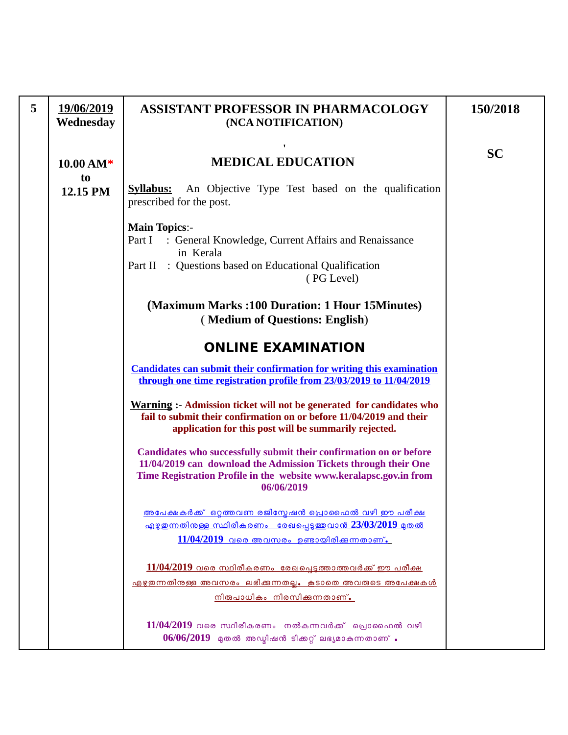| 5 | 19/06/2019 Wednesday<br><br>10.00 AM* to 12.15 PM | **ASSISTANT PROFESSOR IN PHARMACOLOGY**<br>**(NCA NOTIFICATION)**<br><br>**MEDICAL EDUCATION**<br><br>**Syllabus:** An Objective Type Test based on the qualification prescribed for the post.<br><br>**Main Topics**:-<br>Part I : General Knowledge, Current Affairs and Renaissance in Kerala<br>Part II : Questions based on Educational Qualification (PG Level)<br><br>**(Maximum Marks :100 Duration: 1 Hour 15Minutes)**<br>(**Medium of Questions: English**)<br><br>**ONLINE EXAMINATION**<br><br>**Candidates can submit their confirmation for writing this examination through one time registration profile from 23/03/2019 to 11/04/2019**<br><br>**Warning :- Admission ticket will not be generated for candidates who fail to submit their confirmation on or before 11/04/2019 and their application for this post will be summarily rejected.**<br><br>**Candidates who successfully submit their confirmation on or before 11/04/2019 can download the Admission Tickets through their One Time Registration Profile in the website www.keralapsc.gov.in from 06/06/2019**<br><br>അപേക്ഷകർക്ക് ഒറ്റത്തവണ രജിസ്ട്രേഷൻ പ്രൊഫൈൽ വഴി ഈ പരീക്ഷ എഴുതുന്നതിനുള്ള സ്ഥിരീകരണം രേഖപ്പെടുത്തുവാൻ **23/03/2019** മുതൽ **11/04/2019** വരെ അവസരം ഉണ്ടായിരിക്കുന്നതാണ്.<br><br>**11/04/2019** വരെ സ്ഥിരീകരണം രേഖപ്പെടുത്താത്തവർക്ക് ഈ പരീക്ഷ എഴുതുന്നതിനുള്ള അവസരം ലഭിക്കുന്നതല്ല. കൂടാതെ അവരുടെ അപേക്ഷകൾ നിരുപാധികം നിരസിക്കുന്നതാണ്.<br><br>**11/04/2019** വരെ സ്ഥിരീകരണം നൽകുന്നവർക്ക് പ്രൊഫൈൽ വഴി **06/06/2019** മുതൽ അഡ്മിഷൻ ടിക്കറ്റ് ലഭ്യമാകുന്നതാണ് . | **150/2018**<br><br>**SC** |
|---|---|---|---|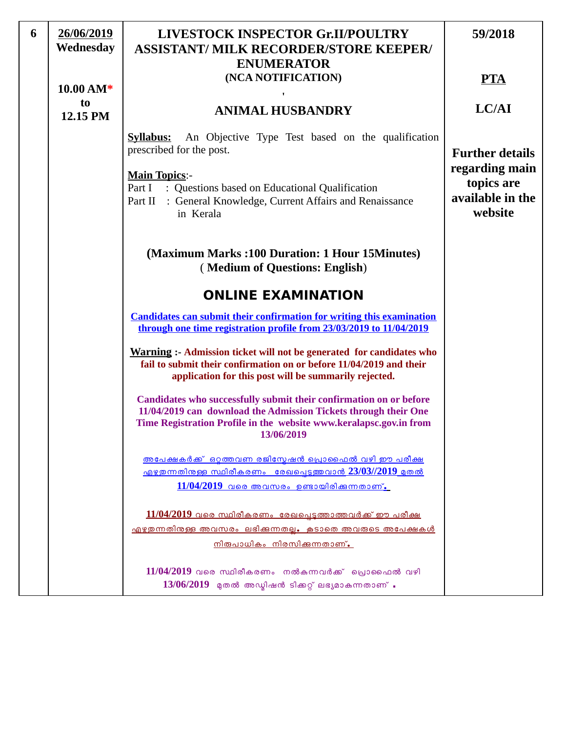| 6 | 26/06/2019 Wednesday<br><br>10.00 AM* to 12.15 PM | **LIVESTOCK INSPECTOR Gr.II/POULTRY ASSISTANT/ MILK RECORDER/STORE KEEPER/ ENUMERATOR**<br>**(NCA NOTIFICATION)**<br><br>**ANIMAL HUSBANDRY**<br><br>**Syllabus:** An Objective Type Test based on the qualification prescribed for the post.<br><br>**Main Topics**:-<br>Part I : Questions based on Educational Qualification<br>Part II : General Knowledge, Current Affairs and Renaissance in Kerala<br><br>**(Maximum Marks :100 Duration: 1 Hour 15Minutes)**<br>( **Medium of Questions: English**)<br><br>**ONLINE EXAMINATION**<br><br>**Candidates can submit their confirmation for writing this examination through one time registration profile from 23/03/2019 to 11/04/2019**<br><br>**Warning :- Admission ticket will not be generated for candidates who fail to submit their confirmation on or before 11/04/2019 and their application for this post will be summarily rejected.**<br><br>**Candidates who successfully submit their confirmation on or before 11/04/2019 can download the Admission Tickets through their One Time Registration Profile in the website www.keralapsc.gov.in from 13/06/2019**<br><br>അപേക്ഷകർക്ക് ഒറ്റത്തവണ രജിസ്ട്രേഷൻ പ്രൊഫൈൽ വഴി ഈ പരീക്ഷ എഴുതുന്നതിനുള്ള സ്ഥിരീകരണം രേഖപ്പെടുത്തുവാൻ **23/03//2019** മുതൽ **11/04/2019** വരെ അവസരം ഉണ്ടായിരിക്കുന്നതാണ്.<br><br>**11/04/2019** വരെ സ്ഥിരീകരണം രേഖപ്പെടുത്താത്തവർക്ക് ഈ പരീക്ഷ എഴുതുന്നതിനുള്ള അവസരം ലഭിക്കുന്നതല്ല. കൂടാതെ അവരുടെ അപേക്ഷകൾ നിരുപാധികം നിരസിക്കുന്നതാണ്.<br><br>**11/04/2019** വരെ സ്ഥിരീകരണം നൽകുന്നവർക്ക് പ്രൊഫൈൽ വഴി **13/06/2019** മുതൽ അഡ്മിഷൻ ടിക്കറ്റ് ലഭ്യമാകുന്നതാണ് . | **59/2018**<br><br>**PTA**<br><br>**LC/AI**<br><br>**Further details regarding main topics are available in the website** |
|---|---|---|---|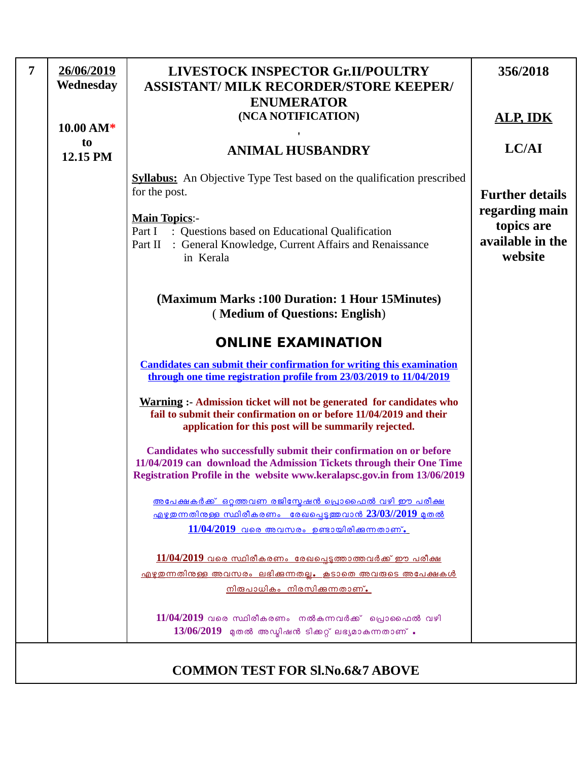| 7 | 26/06/2019 Wednesday<br><br>10.00 AM*<br>to<br>12.15 PM | **LIVESTOCK INSPECTOR Gr.II/POULTRY ASSISTANT/ MILK RECORDER/STORE KEEPER/ ENUMERATOR**<br>**(NCA NOTIFICATION)**<br>'<br>**ANIMAL HUSBANDRY**<br><br>**Syllabus:** An Objective Type Test based on the qualification prescribed for the post.<br><br>**Main Topics**:-<br>Part I : Questions based on Educational Qualification<br>Part II : General Knowledge, Current Affairs and Renaissance in Kerala<br><br>**(Maximum Marks :100 Duration: 1 Hour 15Minutes)**<br>( **Medium of Questions: English**)<br><br>**ONLINE EXAMINATION**<br><br>**Candidates can submit their confirmation for writing this examination through one time registration profile from 23/03/2019 to 11/04/2019**<br><br>**Warning :- Admission ticket will not be generated for candidates who fail to submit their confirmation on or before 11/04/2019 and their application for this post will be summarily rejected.**<br><br>**Candidates who successfully submit their confirmation on or before 11/04/2019 can download the Admission Tickets through their One Time Registration Profile in the website www.keralapsc.gov.in from 13/06/2019**<br><br>അപേക്ഷകർക്ക് ഒറ്റത്തവണ രജിസ്ട്രേഷൻ പ്രൊഫൈൽ വഴി ഈ പരീക്ഷ എഴുതുന്നതിനുള്ള സ്ഥിരീകരണം രേഖപ്പെടുത്തുവാൻ **23/03//2019** മുതൽ **11/04/2019** വരെ അവസരം ഉണ്ടായിരിക്കുന്നതാണ്.<br><br>**11/04/2019** വരെ സ്ഥിരീകരണം രേഖപ്പെടുത്താത്തവർക്ക് ഈ പരീക്ഷ എഴുതുന്നതിനുള്ള അവസരം ലഭിക്കുന്നതല്ല. കൂടാതെ അവരുടെ അപേക്ഷകൾ നിരുപാധികം നിരസിക്കുന്നതാണ്.<br><br>**11/04/2019** വരെ സ്ഥിരീകരണം നൽകുന്നവർക്ക് പ്രൊഫൈൽ വഴി **13/06/2019** മുതൽ അഡ്മിഷൻ ടിക്കറ്റ് ലഭ്യമാകുന്നതാണ് . | **356/2018**<br><br>**ALP, IDK**<br><br>**LC/AI**<br><br>**Further details regarding main topics are available in the website** |
|---|---|---|---|

**COMMON TEST FOR Sl.No.6&7 ABOVE**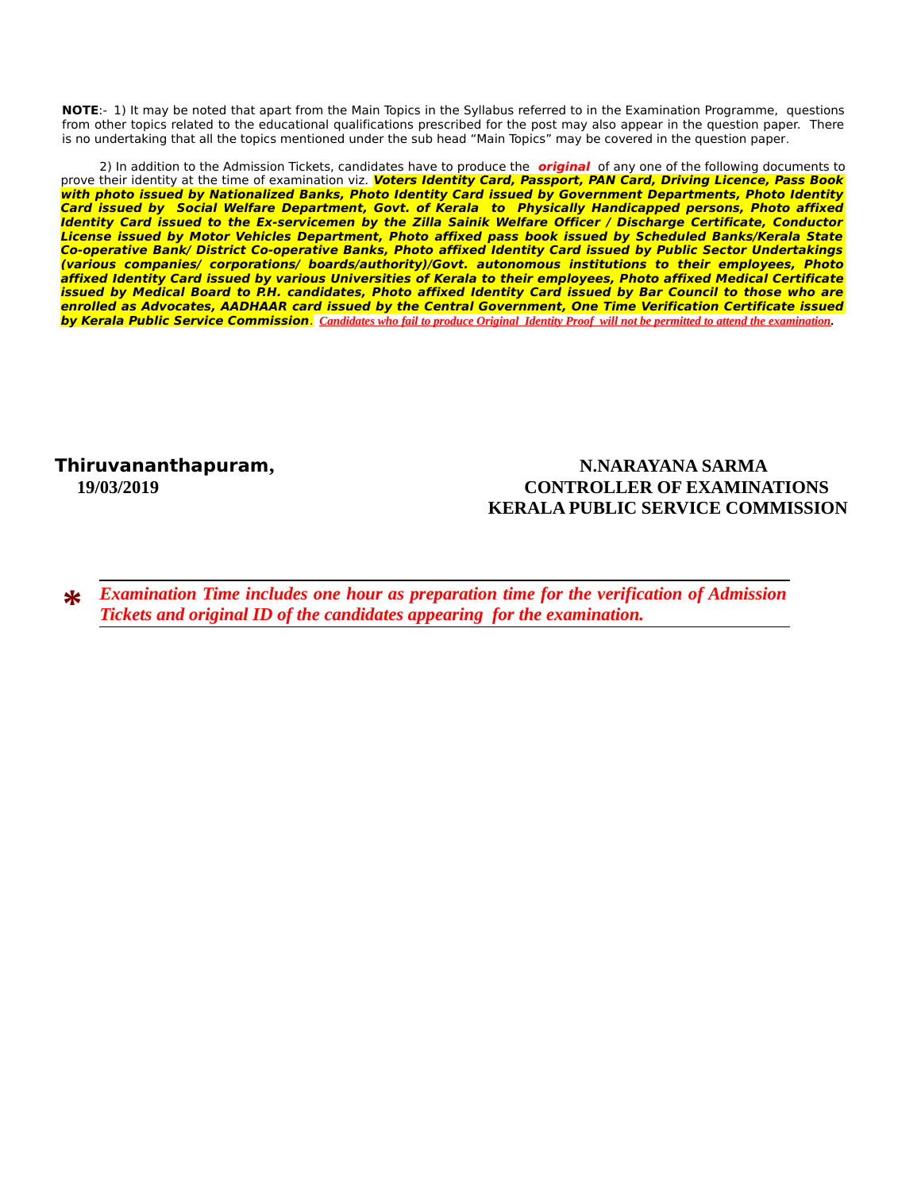**NOTE**:- 1) It may be noted that apart from the Main Topics in the Syllabus referred to in the Examination Programme, questions from other topics related to the educational qualifications prescribed for the post may also appear in the question paper. There is no undertaking that all the topics mentioned under the sub head "Main Topics" may be covered in the question paper.

2) In addition to the Admission Tickets, candidates have to produce the ***original*** of any one of the following documents to prove their identity at the time of examination viz. ***Voters Identity Card, Passport, PAN Card, Driving Licence, Pass Book with photo issued by Nationalized Banks, Photo Identity Card issued by Government Departments, Photo Identity Card issued by Social Welfare Department, Govt. of Kerala to Physically Handicapped persons, Photo affixed Identity Card issued to the Ex-servicemen by the Zilla Sainik Welfare Officer / Discharge Certificate, Conductor License issued by Motor Vehicles Department, Photo affixed pass book issued by Scheduled Banks/Kerala State Co-operative Bank/ District Co-operative Banks, Photo affixed Identity Card issued by Public Sector Undertakings (various companies/ corporations/ boards/authority)/Govt. autonomous institutions to their employees, Photo affixed Identity Card issued by various Universities of Kerala to their employees, Photo affixed Medical Certificate issued by Medical Board to P.H. candidates, Photo affixed Identity Card issued by Bar Council to those who are enrolled as Advocates, AADHAAR card issued by the Central Government, One Time Verification Certificate issued by Kerala Public Service Commission***. ***Candidates who fail to produce Original Identity Proof will not be permitted to attend the examination.***

**Thiruvananthapuram,**
**19/03/2019**

**N.NARAYANA SARMA**
**CONTROLLER OF EXAMINATIONS**
**KERALA PUBLIC SERVICE COMMISSION**

* ***Examination Time includes one hour as preparation time for the verification of Admission Tickets and original ID of the candidates appearing for the examination.***